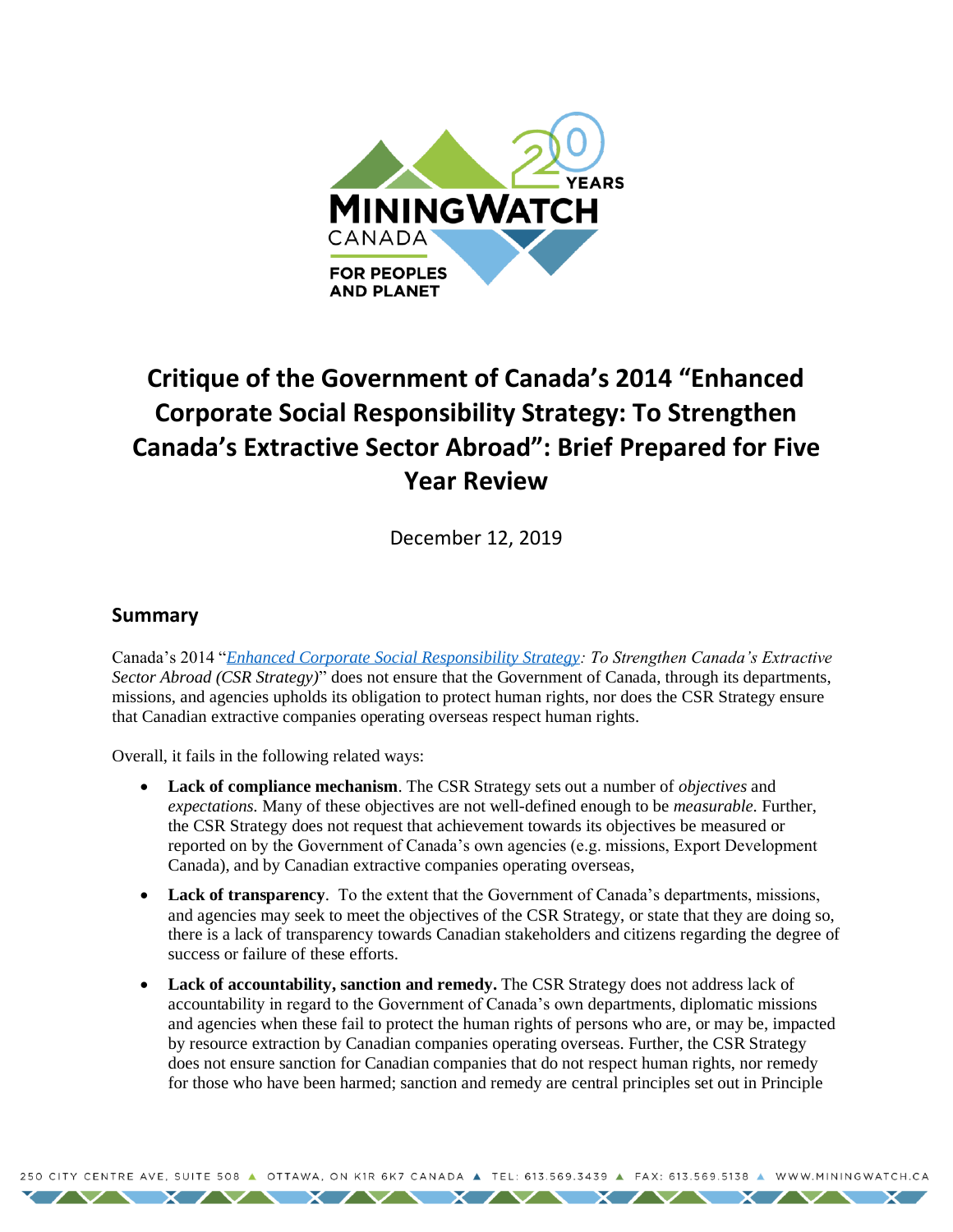# Critique of the Government of Canada's 2014 "Enhanced Corporate Social Responsibility Strategy: To Strengthen Canada's Extractive Sector Abroad": Brief Prepared for Five Year Review

December 12, 2019

## Summary

Canada's 2014 "*Enhanced Corporate Social Responsibility Strategy: To Strengthen Canada's Extractive Sector Abroad (CSR Strategy)*" does not ensure that the Government of Canada, through its departments, missions, and agencies upholds its obligation to protect human rights, nor does the CSR Strategy ensure that Canadian extractive companies operating overseas respect human rights.

Overall, it fails in the following related ways:

- **Lack of compliance mechanism**. The CSR Strategy sets out a number of *objectives* and *expectations.* Many of these objectives are not well-defined enough to be *measurable.* Further, the CSR Strategy does not request that achievement towards its objectives be measured or reported on by the Government of Canada's own agencies (e.g. missions, Export Development Canada), and by Canadian extractive companies operating overseas,
- **Lack of transparency**. To the extent that the Government of Canada's departments, missions, and agencies may seek to meet the objectives of the CSR Strategy, or state that they are doing so, there is a lack of transparency towards Canadian stakeholders and citizens regarding the degree of success or failure of these efforts.
- **Lack of accountability, sanction and remedy.** The CSR Strategy does not address lack of accountability in regard to the Government of Canada's own departments, diplomatic missions and agencies when these fail to protect the human rights of persons who are, or may be, impacted by resource extraction by Canadian companies operating overseas. Further, the CSR Strategy does not ensure sanction for Canadian companies that do not respect human rights, nor remedy for those who have been harmed; sanction and remedy are central principles set out in Principle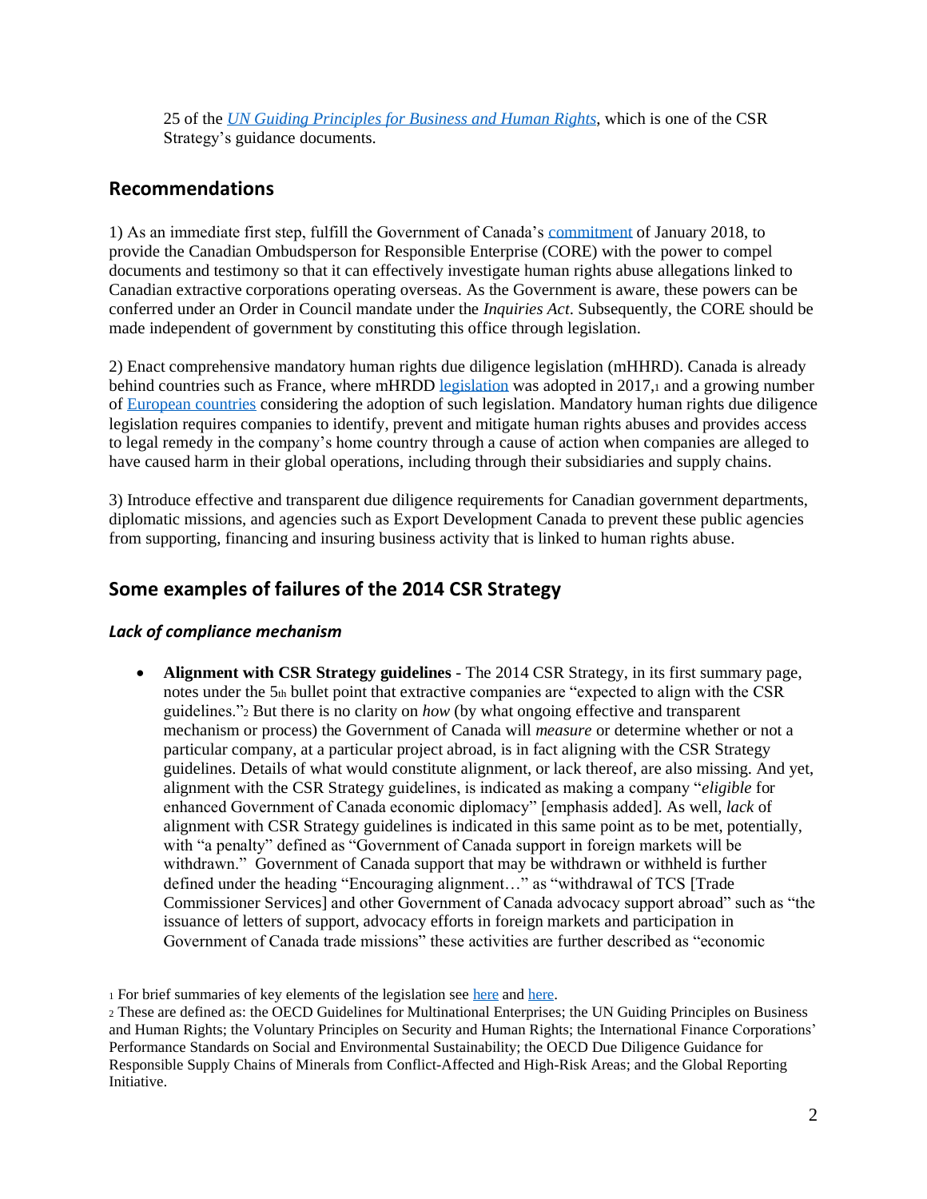25 of the *UN Guiding Principles for Business and Human Rights*, which is one of the CSR Strategy's guidance documents.

## Recommendations

1) As an immediate first step, fulfill the Government of Canada's commitment of January 2018, to provide the Canadian Ombudsperson for Responsible Enterprise (CORE) with the power to compel documents and testimony so that it can effectively investigate human rights abuse allegations linked to Canadian extractive corporations operating overseas. As the Government is aware, these powers can be conferred under an Order in Council mandate under the *Inquiries Act*. Subsequently, the CORE should be made independent of government by constituting this office through legislation.

2) Enact comprehensive mandatory human rights due diligence legislation (mHHRD). Canada is already behind countries such as France, where mHRDD legislation was adopted in 2017,[1] and a growing number of European countries considering the adoption of such legislation. Mandatory human rights due diligence legislation requires companies to identify, prevent and mitigate human rights abuses and provides access to legal remedy in the company's home country through a cause of action when companies are alleged to have caused harm in their global operations, including through their subsidiaries and supply chains.

3) Introduce effective and transparent due diligence requirements for Canadian government departments, diplomatic missions, and agencies such as Export Development Canada to prevent these public agencies from supporting, financing and insuring business activity that is linked to human rights abuse.

## Some examples of failures of the 2014 CSR Strategy

### *Lack of compliance mechanism*

- **Alignment with CSR Strategy guidelines** - The 2014 CSR Strategy, in its first summary page, notes under the 5th bullet point that extractive companies are "expected to align with the CSR guidelines."[2] But there is no clarity on *how* (by what ongoing effective and transparent mechanism or process) the Government of Canada will *measure* or determine whether or not a particular company, at a particular project abroad, is in fact aligning with the CSR Strategy guidelines. Details of what would constitute alignment, or lack thereof, are also missing. And yet, alignment with the CSR Strategy guidelines, is indicated as making a company "*eligible* for enhanced Government of Canada economic diplomacy" [emphasis added]. As well, *lack* of alignment with CSR Strategy guidelines is indicated in this same point as to be met, potentially, with "a penalty" defined as "Government of Canada support in foreign markets will be withdrawn." Government of Canada support that may be withdrawn or withheld is further defined under the heading "Encouraging alignment…" as "withdrawal of TCS [Trade Commissioner Services] and other Government of Canada advocacy support abroad" such as "the issuance of letters of support, advocacy efforts in foreign markets and participation in Government of Canada trade missions" these activities are further described as "economic

[1] For brief summaries of key elements of the legislation see here and here.

[2] These are defined as: the OECD Guidelines for Multinational Enterprises; the UN Guiding Principles on Business and Human Rights; the Voluntary Principles on Security and Human Rights; the International Finance Corporations' Performance Standards on Social and Environmental Sustainability; the OECD Due Diligence Guidance for Responsible Supply Chains of Minerals from Conflict-Affected and High-Risk Areas; and the Global Reporting Initiative.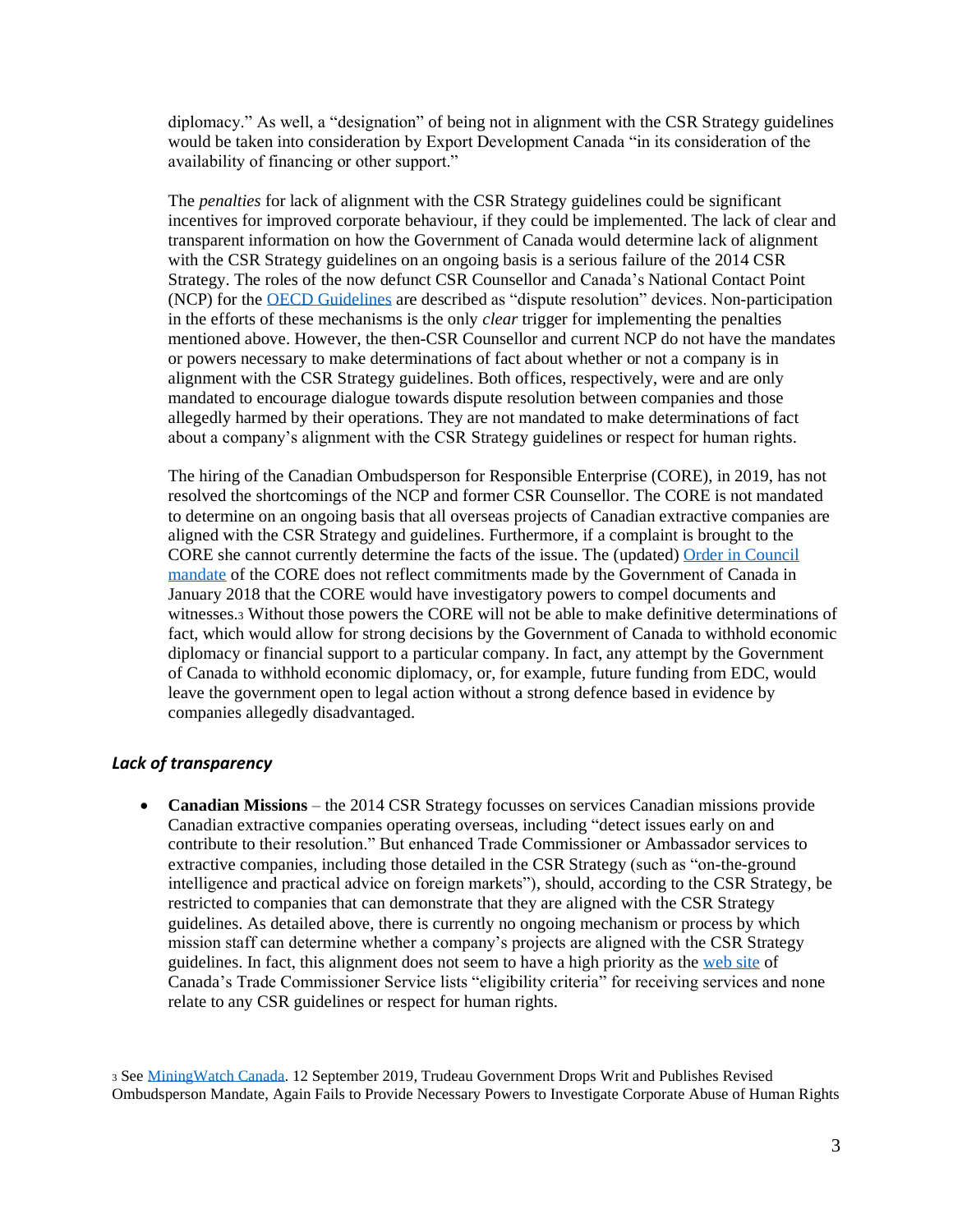diplomacy." As well, a "designation" of being not in alignment with the CSR Strategy guidelines would be taken into consideration by Export Development Canada "in its consideration of the availability of financing or other support."

The *penalties* for lack of alignment with the CSR Strategy guidelines could be significant incentives for improved corporate behaviour, if they could be implemented. The lack of clear and transparent information on how the Government of Canada would determine lack of alignment with the CSR Strategy guidelines on an ongoing basis is a serious failure of the 2014 CSR Strategy. The roles of the now defunct CSR Counsellor and Canada's National Contact Point (NCP) for the OECD Guidelines are described as "dispute resolution" devices. Non-participation in the efforts of these mechanisms is the only *clear* trigger for implementing the penalties mentioned above. However, the then-CSR Counsellor and current NCP do not have the mandates or powers necessary to make determinations of fact about whether or not a company is in alignment with the CSR Strategy guidelines. Both offices, respectively, were and are only mandated to encourage dialogue towards dispute resolution between companies and those allegedly harmed by their operations. They are not mandated to make determinations of fact about a company's alignment with the CSR Strategy guidelines or respect for human rights.

The hiring of the Canadian Ombudsperson for Responsible Enterprise (CORE), in 2019, has not resolved the shortcomings of the NCP and former CSR Counsellor. The CORE is not mandated to determine on an ongoing basis that all overseas projects of Canadian extractive companies are aligned with the CSR Strategy and guidelines. Furthermore, if a complaint is brought to the CORE she cannot currently determine the facts of the issue. The (updated) Order in Council mandate of the CORE does not reflect commitments made by the Government of Canada in January 2018 that the CORE would have investigatory powers to compel documents and witnesses.[3] Without those powers the CORE will not be able to make definitive determinations of fact, which would allow for strong decisions by the Government of Canada to withhold economic diplomacy or financial support to a particular company. In fact, any attempt by the Government of Canada to withhold economic diplomacy, or, for example, future funding from EDC, would leave the government open to legal action without a strong defence based in evidence by companies allegedly disadvantaged.

### *Lack of transparency*

- **Canadian Missions** – the 2014 CSR Strategy focusses on services Canadian missions provide Canadian extractive companies operating overseas, including "detect issues early on and contribute to their resolution." But enhanced Trade Commissioner or Ambassador services to extractive companies, including those detailed in the CSR Strategy (such as "on-the-ground intelligence and practical advice on foreign markets"), should, according to the CSR Strategy, be restricted to companies that can demonstrate that they are aligned with the CSR Strategy guidelines. As detailed above, there is currently no ongoing mechanism or process by which mission staff can determine whether a company's projects are aligned with the CSR Strategy guidelines. In fact, this alignment does not seem to have a high priority as the web site of Canada's Trade Commissioner Service lists "eligibility criteria" for receiving services and none relate to any CSR guidelines or respect for human rights.

[3] See MiningWatch Canada. 12 September 2019, Trudeau Government Drops Writ and Publishes Revised Ombudsperson Mandate, Again Fails to Provide Necessary Powers to Investigate Corporate Abuse of Human Rights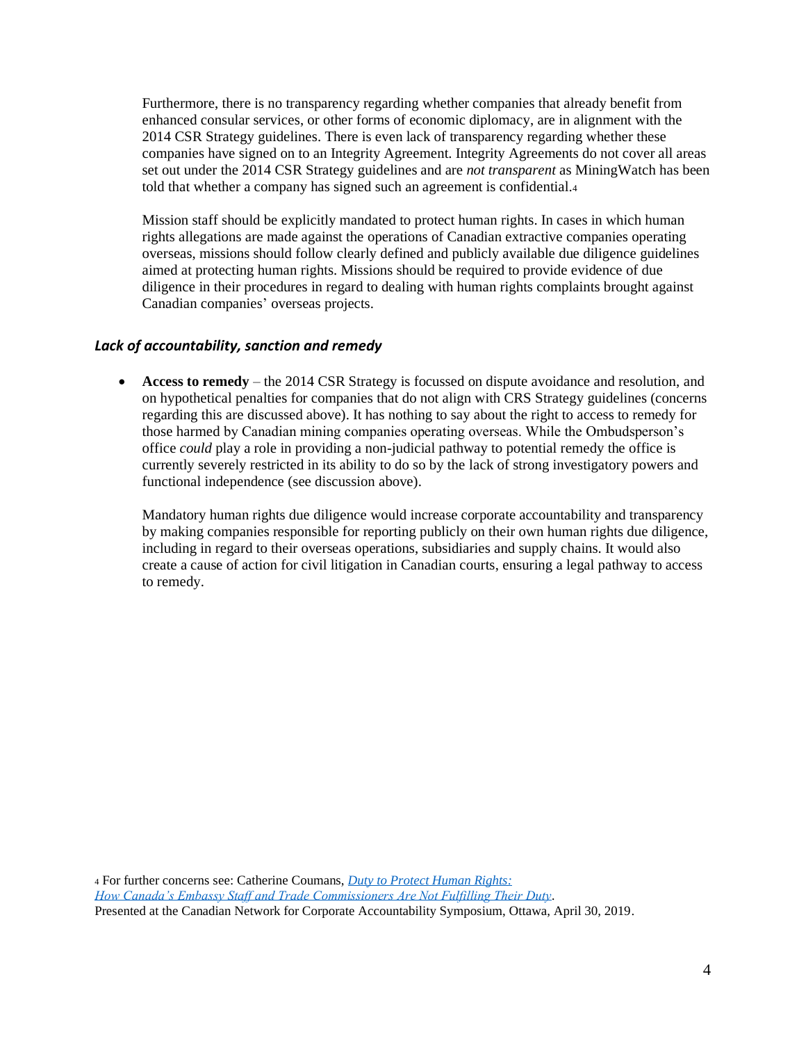Furthermore, there is no transparency regarding whether companies that already benefit from enhanced consular services, or other forms of economic diplomacy, are in alignment with the 2014 CSR Strategy guidelines. There is even lack of transparency regarding whether these companies have signed on to an Integrity Agreement. Integrity Agreements do not cover all areas set out under the 2014 CSR Strategy guidelines and are *not transparent* as MiningWatch has been told that whether a company has signed such an agreement is confidential.[4]

Mission staff should be explicitly mandated to protect human rights. In cases in which human rights allegations are made against the operations of Canadian extractive companies operating overseas, missions should follow clearly defined and publicly available due diligence guidelines aimed at protecting human rights. Missions should be required to provide evidence of due diligence in their procedures in regard to dealing with human rights complaints brought against Canadian companies' overseas projects.

### *Lack of accountability, sanction and remedy*

- **Access to remedy** – the 2014 CSR Strategy is focussed on dispute avoidance and resolution, and on hypothetical penalties for companies that do not align with CRS Strategy guidelines (concerns regarding this are discussed above). It has nothing to say about the right to access to remedy for those harmed by Canadian mining companies operating overseas. While the Ombudsperson's office *could* play a role in providing a non-judicial pathway to potential remedy the office is currently severely restricted in its ability to do so by the lack of strong investigatory powers and functional independence (see discussion above).

  Mandatory human rights due diligence would increase corporate accountability and transparency by making companies responsible for reporting publicly on their own human rights due diligence, including in regard to their overseas operations, subsidiaries and supply chains. It would also create a cause of action for civil litigation in Canadian courts, ensuring a legal pathway to access to remedy.

[4] For further concerns see: Catherine Coumans, *Duty to Protect Human Rights: How Canada's Embassy Staff and Trade Commissioners Are Not Fulfilling Their Duty*. Presented at the Canadian Network for Corporate Accountability Symposium, Ottawa, April 30, 2019.